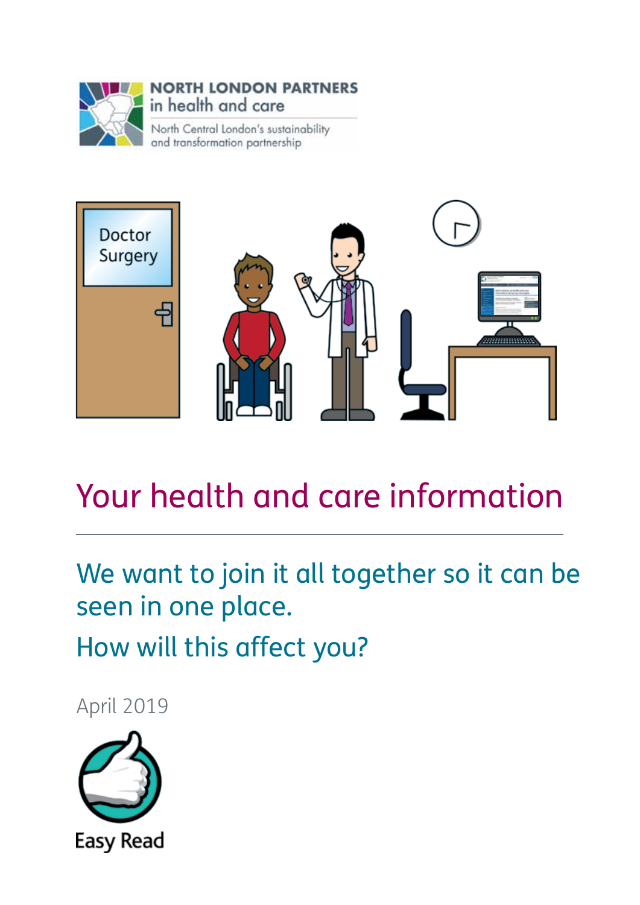NORTH LONDON PARTNERS in health and care

North Central London's sustainability and transformation partnership

# Your health and care information

## We want to join it all together so it can be seen in one place.

## How will this affect you?

April 2019

Easy Read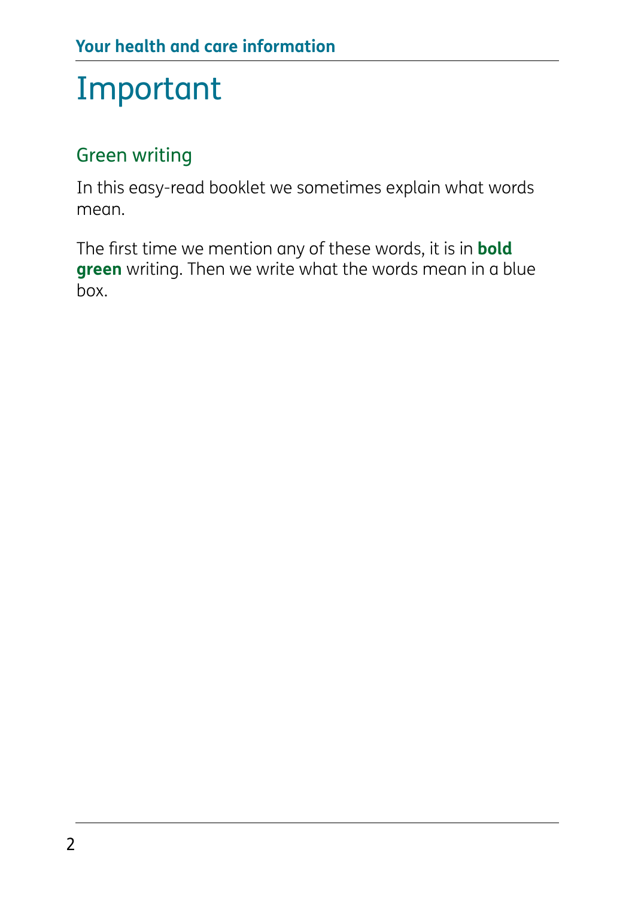# Important

## Green writing

In this easy-read booklet we sometimes explain what words mean.

The first time we mention any of these words, it is in **bold green** writing. Then we write what the words mean in a blue box.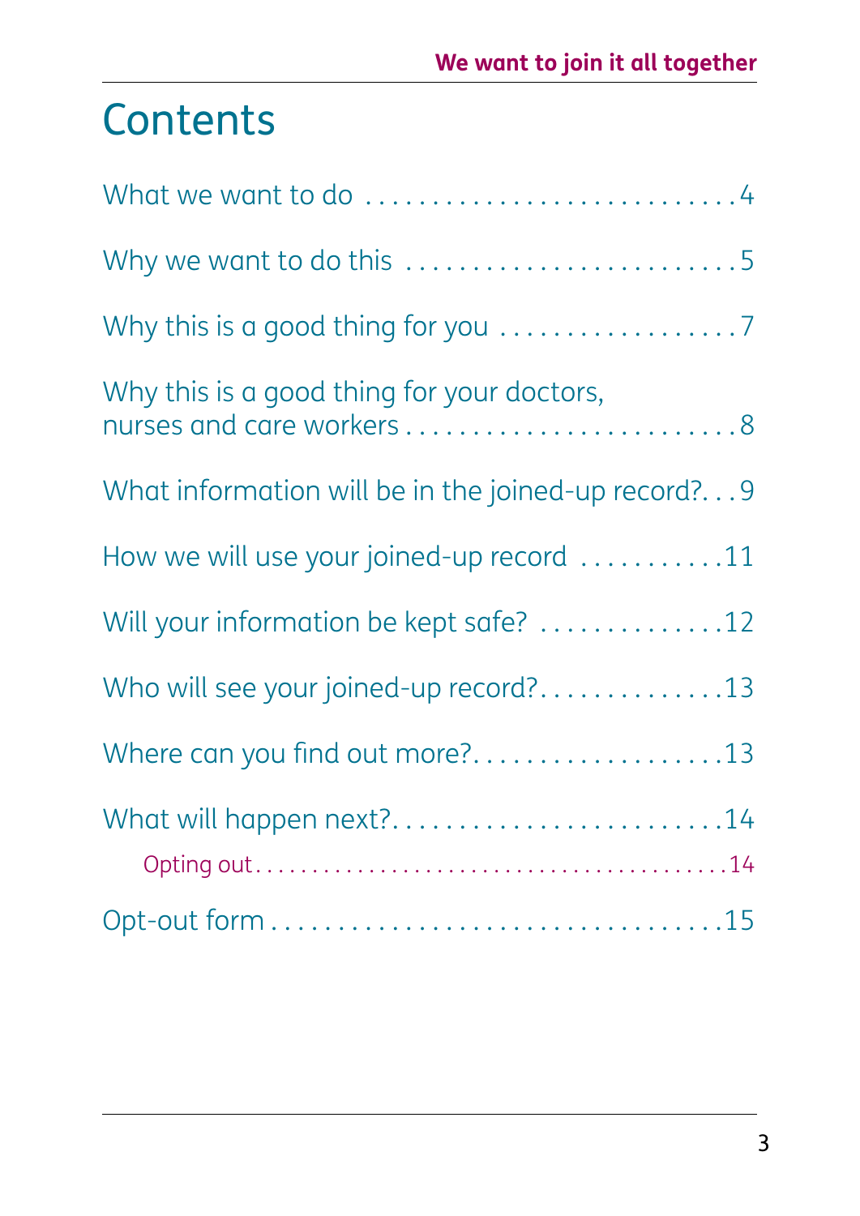# Contents

- What we want to do ... 4
- Why we want to do this ... 5
- Why this is a good thing for you ... 7
- Why this is a good thing for your doctors, nurses and care workers ... 8
- What information will be in the joined-up record? ... 9
- How we will use your joined-up record ... 11
- Will your information be kept safe? ... 12
- Who will see your joined-up record? ... 13
- Where can you find out more? ... 13
- What will happen next? ... 14
    - Opting out ... 14
- Opt-out form ... 15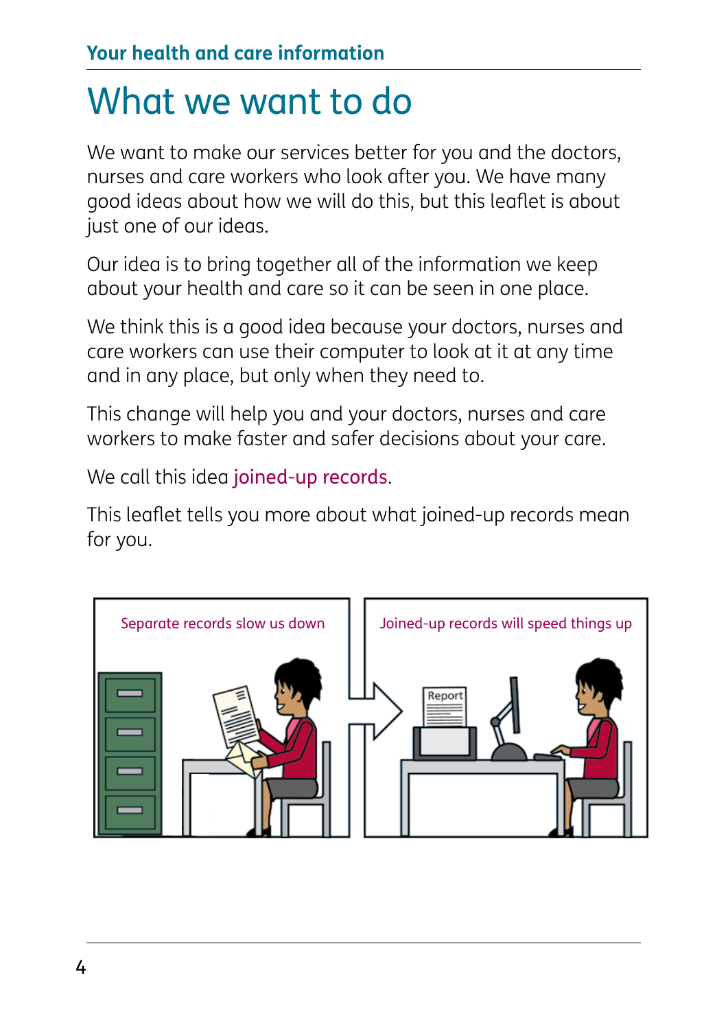# What we want to do

We want to make our services better for you and the doctors, nurses and care workers who look after you. We have many good ideas about how we will do this, but this leaflet is about just one of our ideas.

Our idea is to bring together all of the information we keep about your health and care so it can be seen in one place.

We think this is a good idea because your doctors, nurses and care workers can use their computer to look at it at any time and in any place, but only when they need to.

This change will help you and your doctors, nurses and care workers to make faster and safer decisions about your care.

We call this idea joined-up records.

This leaflet tells you more about what joined-up records mean for you.

Separate records slow us down

Joined-up records will speed things up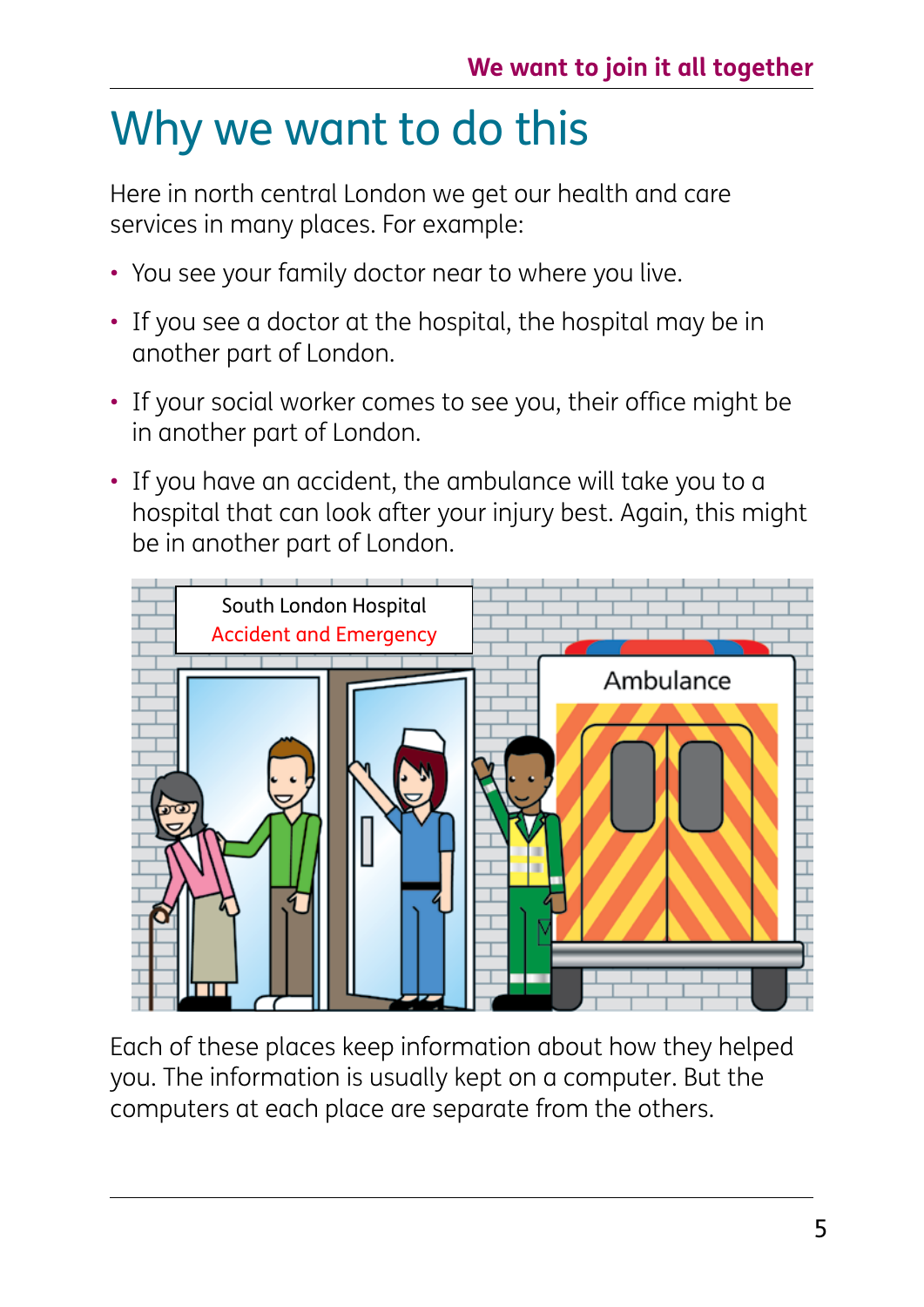# Why we want to do this

Here in north central London we get our health and care services in many places. For example:

- You see your family doctor near to where you live.
- If you see a doctor at the hospital, the hospital may be in another part of London.
- If your social worker comes to see you, their office might be in another part of London.
- If you have an accident, the ambulance will take you to a hospital that can look after your injury best. Again, this might be in another part of London.

Each of these places keep information about how they helped you. The information is usually kept on a computer. But the computers at each place are separate from the others.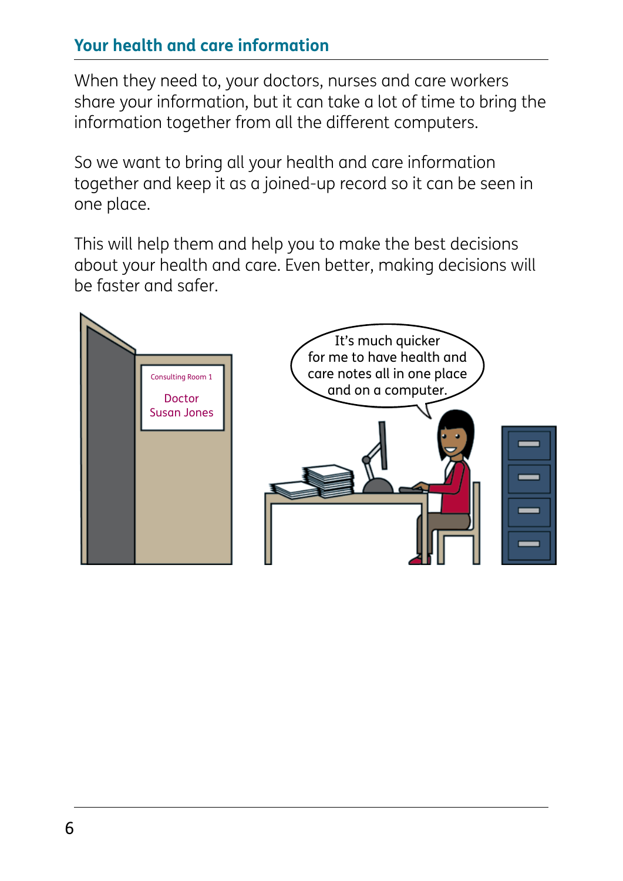## Your health and care information

When they need to, your doctors, nurses and care workers share your information, but it can take a lot of time to bring the information together from all the different computers.

So we want to bring all your health and care information together and keep it as a joined-up record so it can be seen in one place.

This will help them and help you to make the best decisions about your health and care. Even better, making decisions will be faster and safer.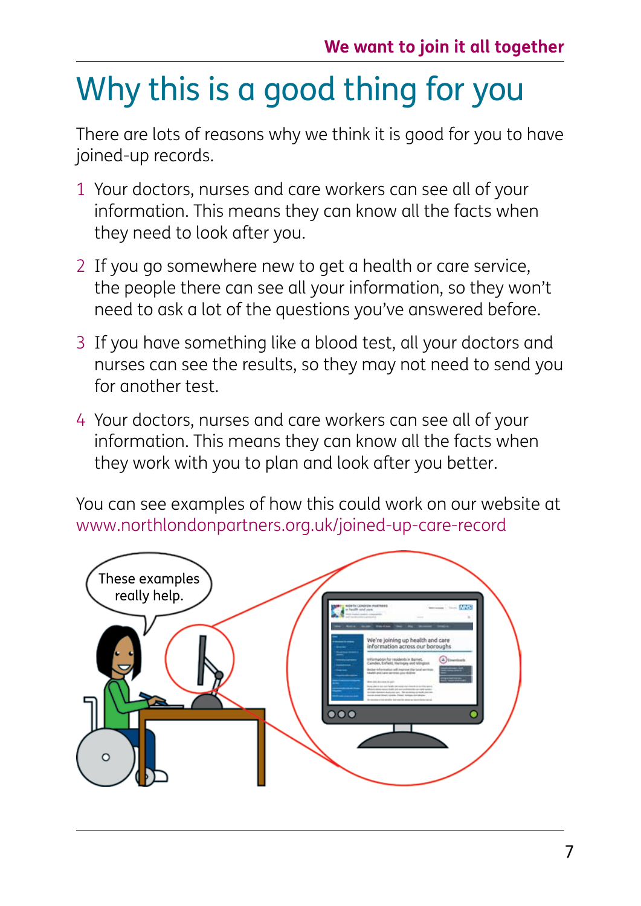# Why this is a good thing for you

There are lots of reasons why we think it is good for you to have joined-up records.

1. Your doctors, nurses and care workers can see all of your information. This means they can know all the facts when they need to look after you.
2. If you go somewhere new to get a health or care service, the people there can see all your information, so they won't need to ask a lot of the questions you've answered before.
3. If you have something like a blood test, all your doctors and nurses can see the results, so they may not need to send you for another test.
4. Your doctors, nurses and care workers can see all of your information. This means they can know all the facts when they work with you to plan and look after you better.

You can see examples of how this could work on our website at www.northlondonpartners.org.uk/joined-up-care-record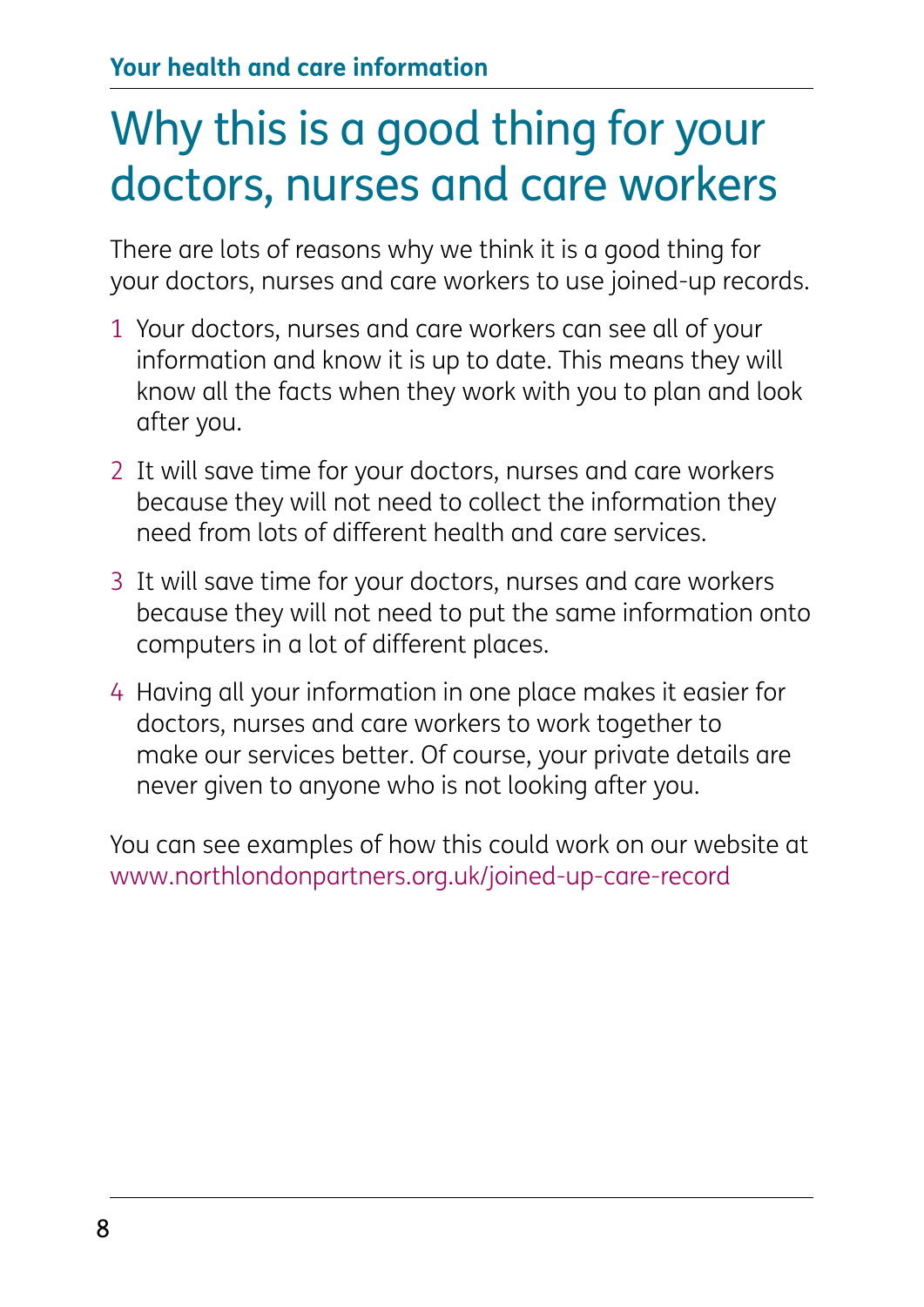# Why this is a good thing for your doctors, nurses and care workers

There are lots of reasons why we think it is a good thing for your doctors, nurses and care workers to use joined-up records.

1. Your doctors, nurses and care workers can see all of your information and know it is up to date. This means they will know all the facts when they work with you to plan and look after you.
2. It will save time for your doctors, nurses and care workers because they will not need to collect the information they need from lots of different health and care services.
3. It will save time for your doctors, nurses and care workers because they will not need to put the same information onto computers in a lot of different places.
4. Having all your information in one place makes it easier for doctors, nurses and care workers to work together to make our services better. Of course, your private details are never given to anyone who is not looking after you.

You can see examples of how this could work on our website at www.northlondonpartners.org.uk/joined-up-care-record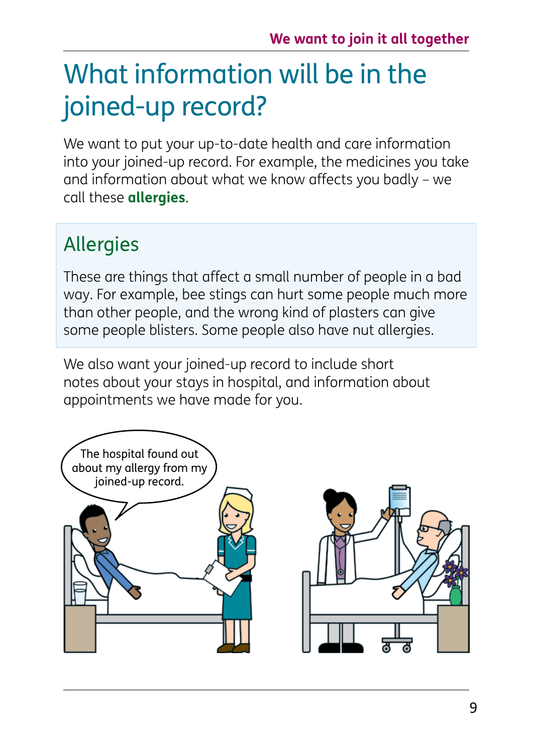# What information will be in the joined-up record?

We want to put your up-to-date health and care information into your joined-up record. For example, the medicines you take and information about what we know affects you badly – we call these **allergies**.

## Allergies

These are things that affect a small number of people in a bad way. For example, bee stings can hurt some people much more than other people, and the wrong kind of plasters can give some people blisters. Some people also have nut allergies.

We also want your joined-up record to include short notes about your stays in hospital, and information about appointments we have made for you.

The hospital found out about my allergy from my joined-up record.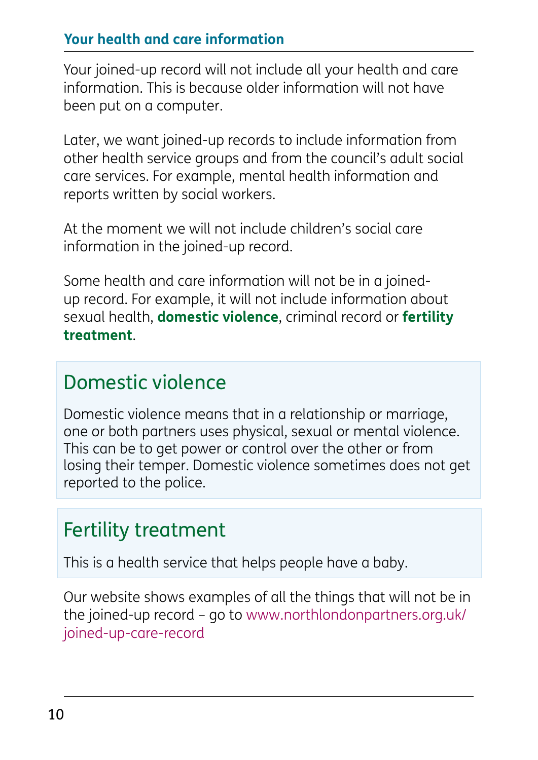## Your health and care information

Your joined-up record will not include all your health and care information. This is because older information will not have been put on a computer.

Later, we want joined-up records to include information from other health service groups and from the council's adult social care services. For example, mental health information and reports written by social workers.

At the moment we will not include children's social care information in the joined-up record.

Some health and care information will not be in a joined-up record. For example, it will not include information about sexual health, **domestic violence**, criminal record or **fertility treatment**.

### Domestic violence

Domestic violence means that in a relationship or marriage, one or both partners uses physical, sexual or mental violence. This can be to get power or control over the other or from losing their temper. Domestic violence sometimes does not get reported to the police.

### Fertility treatment

This is a health service that helps people have a baby.

Our website shows examples of all the things that will not be in the joined-up record – go to www.northlondonpartners.org.uk/joined-up-care-record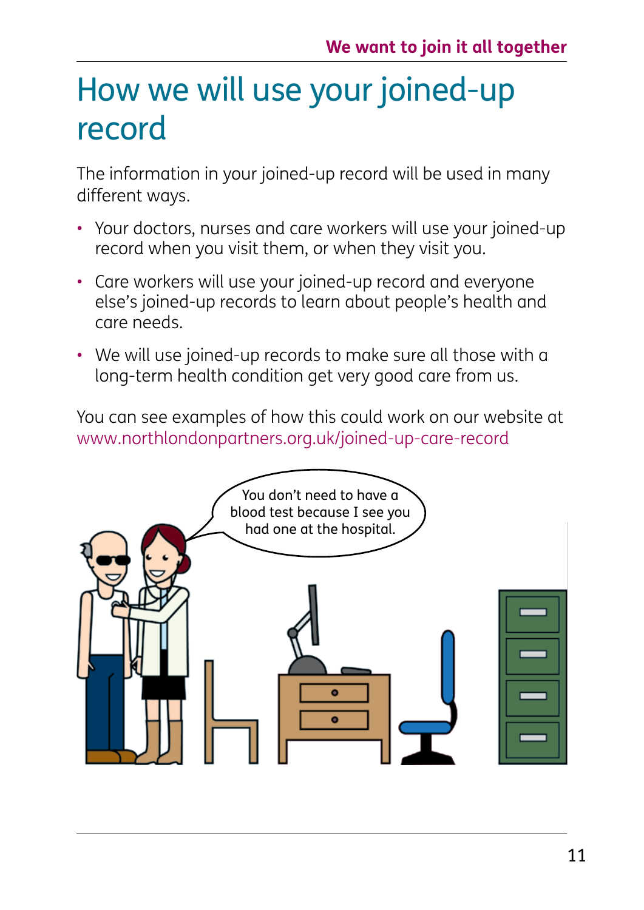# How we will use your joined-up record

The information in your joined-up record will be used in many different ways.

- Your doctors, nurses and care workers will use your joined-up record when you visit them, or when they visit you.
- Care workers will use your joined-up record and everyone else's joined-up records to learn about people's health and care needs.
- We will use joined-up records to make sure all those with a long-term health condition get very good care from us.

You can see examples of how this could work on our website at www.northlondonpartners.org.uk/joined-up-care-record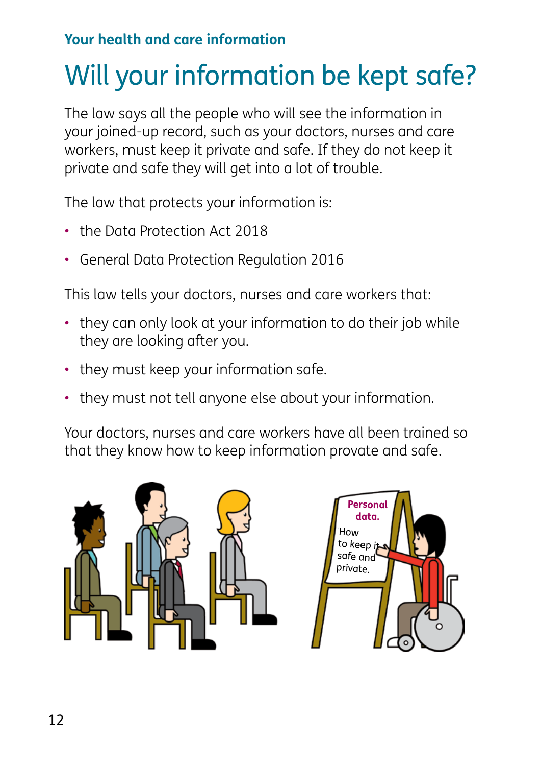# Will your information be kept safe?

The law says all the people who will see the information in your joined-up record, such as your doctors, nurses and care workers, must keep it private and safe. If they do not keep it private and safe they will get into a lot of trouble.

The law that protects your information is:

- the Data Protection Act 2018
- General Data Protection Regulation 2016

This law tells your doctors, nurses and care workers that:

- they can only look at your information to do their job while they are looking after you.
- they must keep your information safe.
- they must not tell anyone else about your information.

Your doctors, nurses and care workers have all been trained so that they know how to keep information provate and safe.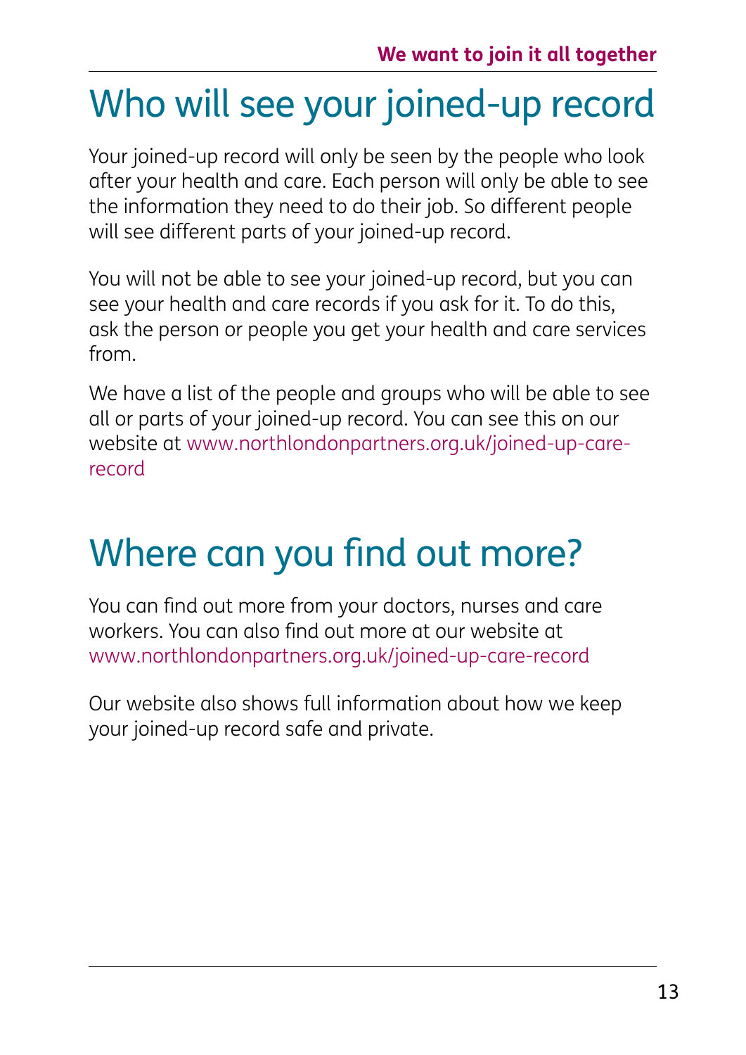# Who will see your joined-up record

Your joined-up record will only be seen by the people who look after your health and care. Each person will only be able to see the information they need to do their job. So different people will see different parts of your joined-up record.

You will not be able to see your joined-up record, but you can see your health and care records if you ask for it. To do this, ask the person or people you get your health and care services from.

We have a list of the people and groups who will be able to see all or parts of your joined-up record. You can see this on our website at www.northlondonpartners.org.uk/joined-up-care-record

# Where can you find out more?

You can find out more from your doctors, nurses and care workers. You can also find out more at our website at www.northlondonpartners.org.uk/joined-up-care-record

Our website also shows full information about how we keep your joined-up record safe and private.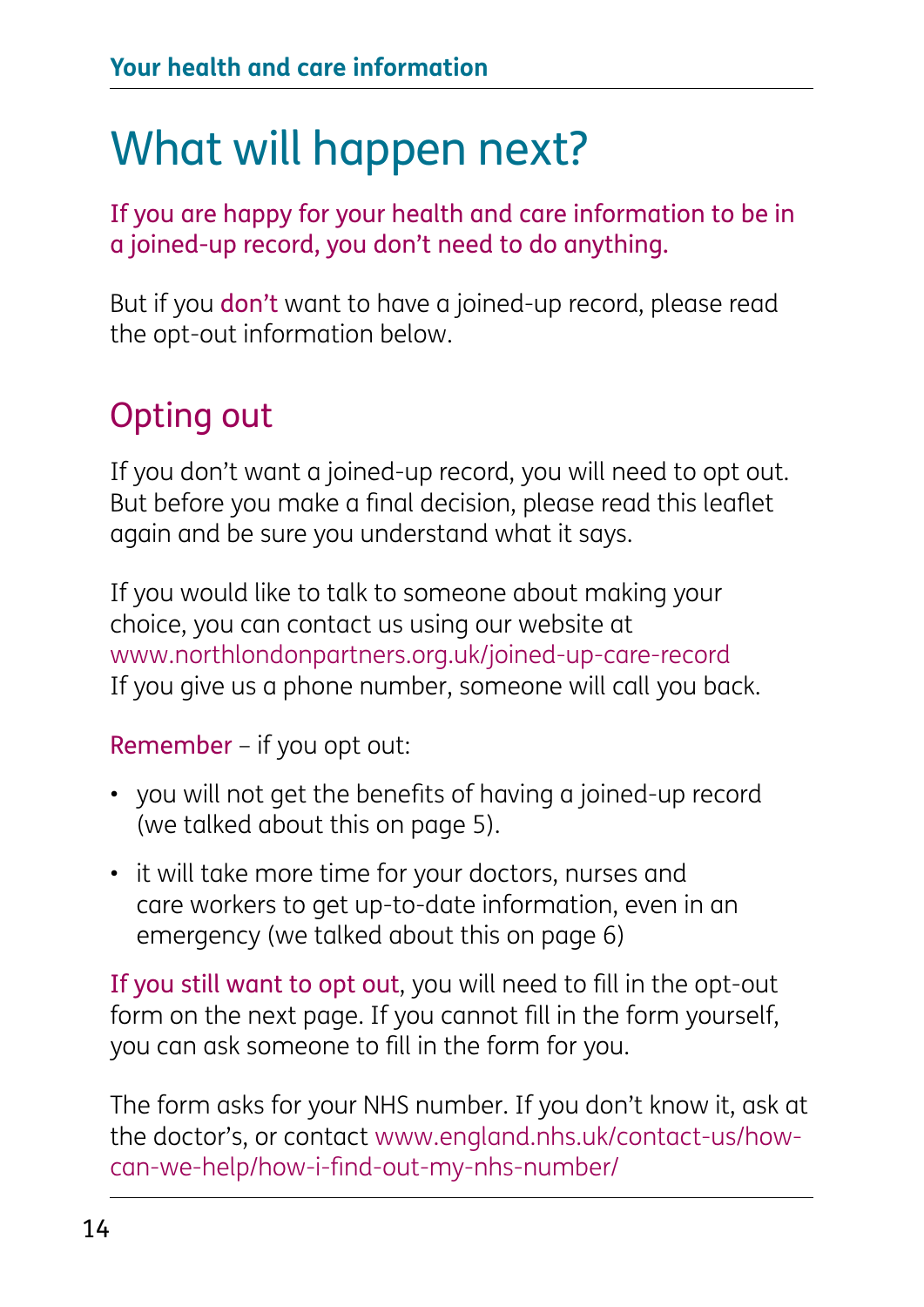# What will happen next?

If you are happy for your health and care information to be in a joined-up record, you don't need to do anything.

But if you don't want to have a joined-up record, please read the opt-out information below.

## Opting out

If you don't want a joined-up record, you will need to opt out. But before you make a final decision, please read this leaflet again and be sure you understand what it says.

If you would like to talk to someone about making your choice, you can contact us using our website at www.northlondonpartners.org.uk/joined-up-care-record
If you give us a phone number, someone will call you back.

Remember – if you opt out:

- you will not get the benefits of having a joined-up record (we talked about this on page 5).
- it will take more time for your doctors, nurses and care workers to get up-to-date information, even in an emergency (we talked about this on page 6)

If you still want to opt out, you will need to fill in the opt-out form on the next page. If you cannot fill in the form yourself, you can ask someone to fill in the form for you.

The form asks for your NHS number. If you don't know it, ask at the doctor's, or contact www.england.nhs.uk/contact-us/how-can-we-help/how-i-find-out-my-nhs-number/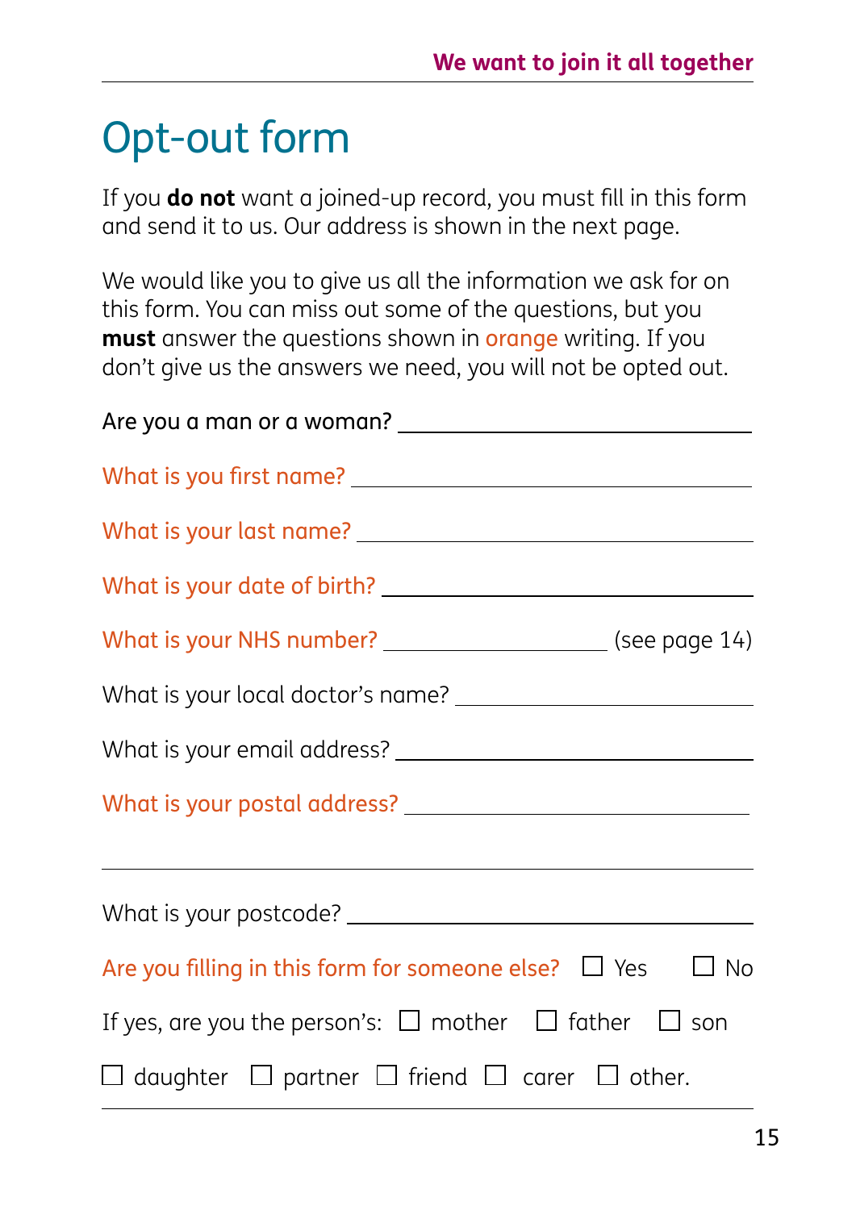# Opt-out form

If you **do not** want a joined-up record, you must fill in this form and send it to us. Our address is shown in the next page.

We would like you to give us all the information we ask for on this form. You can miss out some of the questions, but you **must** answer the questions shown in orange writing. If you don't give us the answers we need, you will not be opted out.

Are you a man or a woman? ______________________________

What is you first name? ______________________________

What is your last name? ______________________________

What is your date of birth? ______________________________

What is your NHS number? ____________________ (see page 14)

What is your local doctor's name? ______________________________

What is your email address? ______________________________

What is your postal address? ______________________________

______________________________________________________

What is your postcode? ______________________________

Are you filling in this form for someone else? ☐ Yes ☐ No

If yes, are you the person's: ☐ mother ☐ father ☐ son ☐ daughter ☐ partner ☐ friend ☐ carer ☐ other.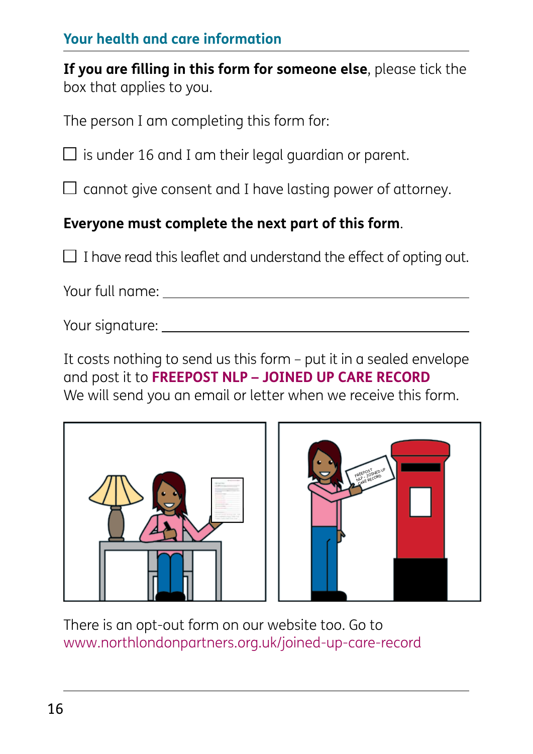## Your health and care information

**If you are filling in this form for someone else**, please tick the box that applies to you.

The person I am completing this form for:

☐ is under 16 and I am their legal guardian or parent.

☐ cannot give consent and I have lasting power of attorney.

**Everyone must complete the next part of this form**.

☐ I have read this leaflet and understand the effect of opting out.

Your full name: ______________________________

Your signature: ______________________________

It costs nothing to send us this form – put it in a sealed envelope and post it to **FREEPOST NLP – JOINED UP CARE RECORD**
We will send you an email or letter when we receive this form.

There is an opt-out form on our website too. Go to www.northlondonpartners.org.uk/joined-up-care-record